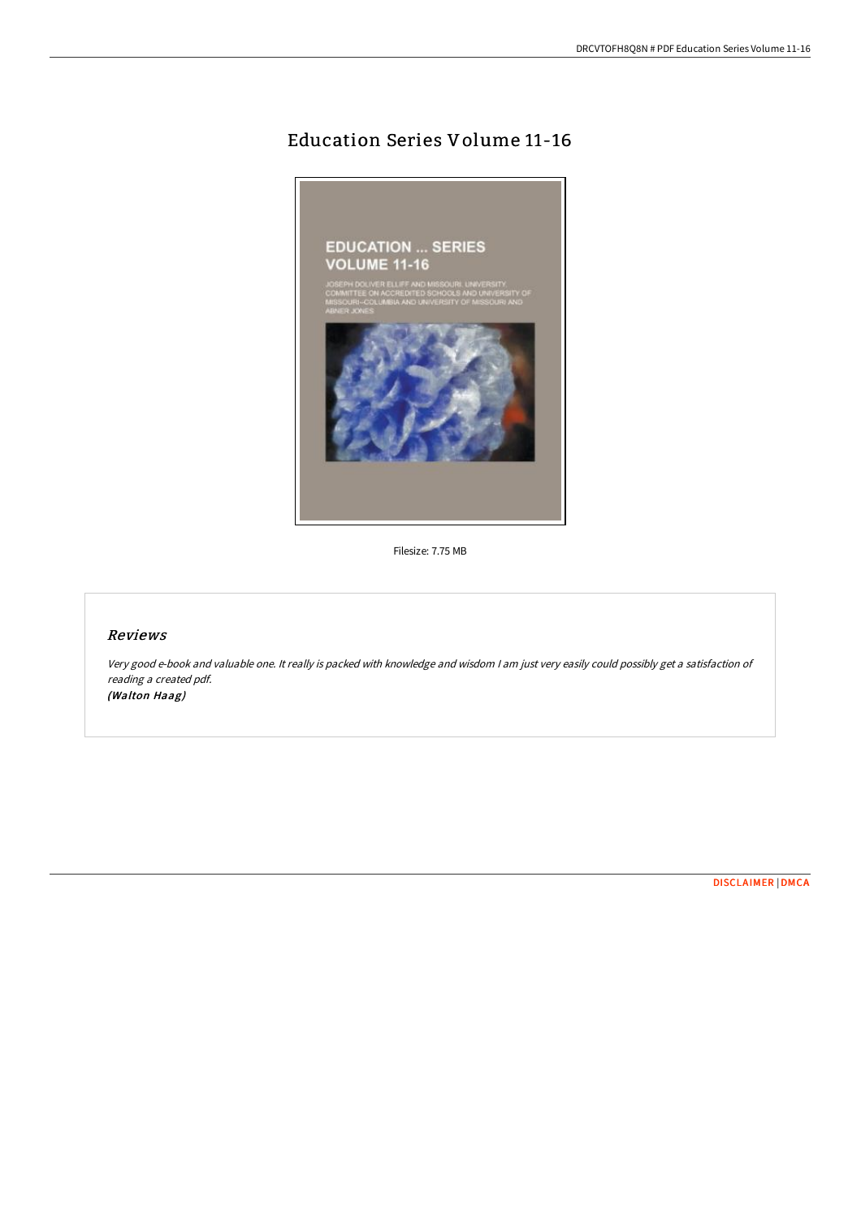# Education Series Volume 11-16

Filesize: 7.75 MB

## Reviews

*Very good e-book and valuable one. It really is packed with knowledge and wisdom I am just very easily could possibly get a satisfaction of reading a created pdf.*
***(Walton Haag)***

DISCLAIMER | DMCA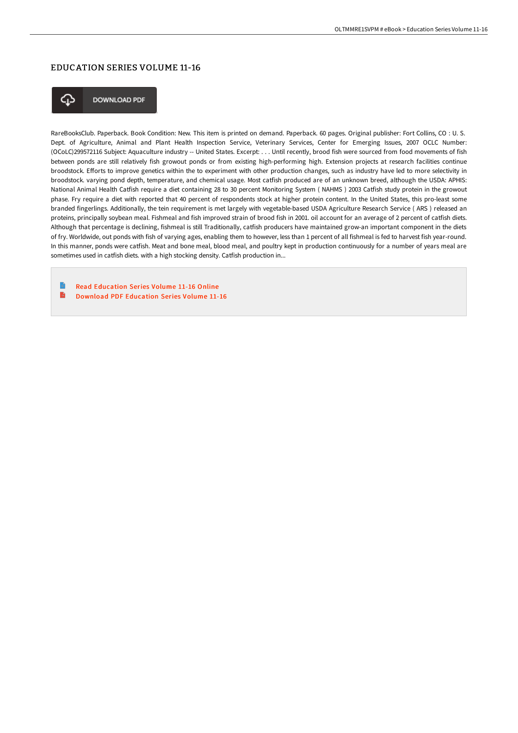# EDUCATION SERIES VOLUME 11-16

DOWNLOAD PDF

RareBooksClub. Paperback. Book Condition: New. This item is printed on demand. Paperback. 60 pages. Original publisher: Fort Collins, CO : U. S. Dept. of Agriculture, Animal and Plant Health Inspection Service, Veterinary Services, Center for Emerging Issues, 2007 OCLC Number: (OCoLC)299572116 Subject: Aquaculture industry -- United States. Excerpt: . . . Until recently, brood fish were sourced from food movements of fish between ponds are still relatively fish growout ponds or from existing high-performing high. Extension projects at research facilities continue broodstock. Efforts to improve genetics within the to experiment with other production changes, such as industry have led to more selectivity in broodstock. varying pond depth, temperature, and chemical usage. Most catfish produced are of an unknown breed, although the USDA: APHIS: National Animal Health Catfish require a diet containing 28 to 30 percent Monitoring System ( NAHMS ) 2003 Catfish study protein in the growout phase. Fry require a diet with reported that 40 percent of respondents stock at higher protein content. In the United States, this pro-least some branded fingerlings. Additionally, the tein requirement is met largely with vegetable-based USDA Agriculture Research Service ( ARS ) released an proteins, principally soybean meal. Fishmeal and fish improved strain of brood fish in 2001. oil account for an average of 2 percent of catfish diets. Although that percentage is declining, fishmeal is still Traditionally, catfish producers have maintained grow-an important component in the diets of fry. Worldwide, out ponds with fish of varying ages, enabling them to however, less than 1 percent of all fishmeal is fed to harvest fish year-round. In this manner, ponds were catfish. Meat and bone meal, blood meal, and poultry kept in production continuously for a number of years meal are sometimes used in catfish diets. with a high stocking density. Catfish production in...

- Read Education Series Volume 11-16 Online
- Download PDF Education Series Volume 11-16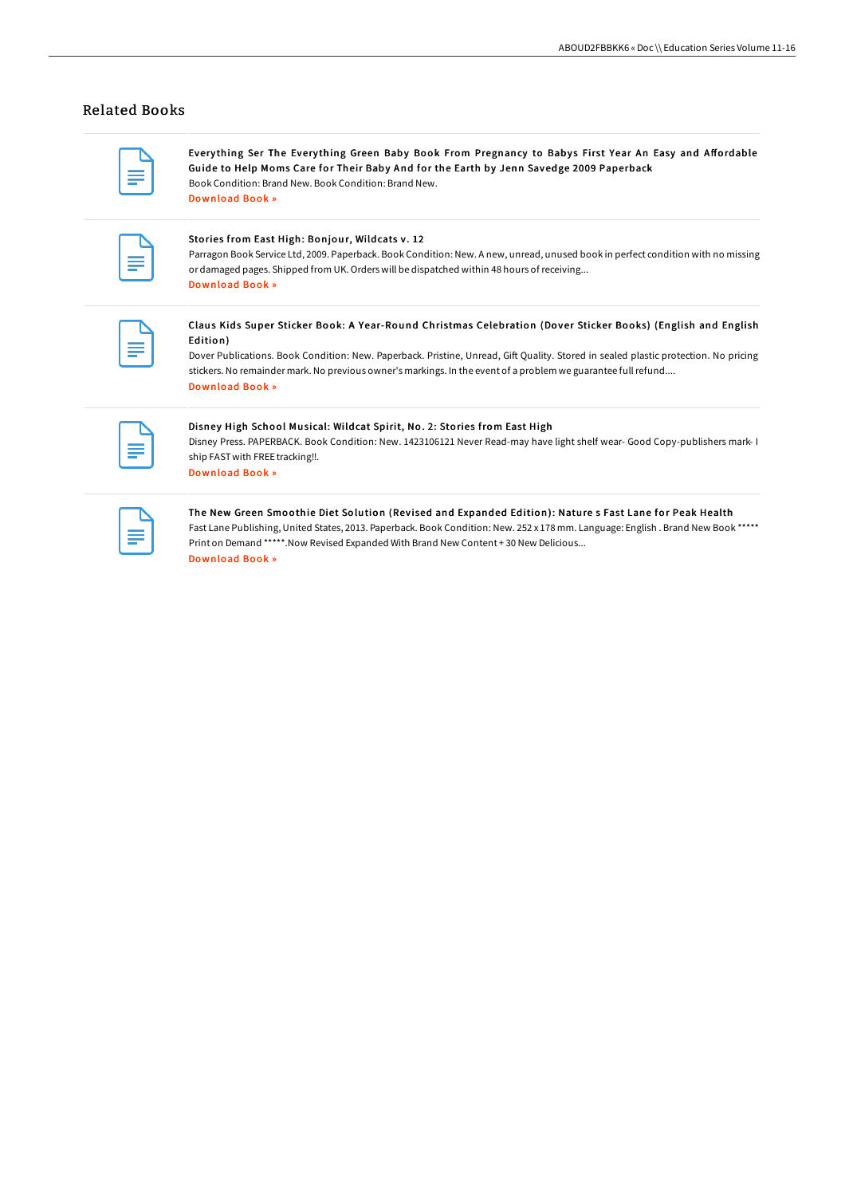## Related Books

**Everything Ser The Everything Green Baby Book From Pregnancy to Babys First Year An Easy and Affordable Guide to Help Moms Care for Their Baby And for the Earth by Jenn Savedge 2009 Paperback**

Book Condition: Brand New. Book Condition: Brand New.

Download Book »

**Stories from East High: Bonjour, Wildcats v. 12**

Parragon Book Service Ltd, 2009. Paperback. Book Condition: New. A new, unread, unused book in perfect condition with no missing or damaged pages. Shipped from UK. Orders will be dispatched within 48 hours of receiving...

Download Book »

**Claus Kids Super Sticker Book: A Year-Round Christmas Celebration (Dover Sticker Books) (English and English Edition)**

Dover Publications. Book Condition: New. Paperback. Pristine, Unread, Gift Quality. Stored in sealed plastic protection. No pricing stickers. No remainder mark. No previous owner's markings. In the event of a problem we guarantee full refund....

Download Book »

**Disney High School Musical: Wildcat Spirit, No. 2: Stories from East High**

Disney Press. PAPERBACK. Book Condition: New. 1423106121 Never Read-may have light shelf wear- Good Copy-publishers mark- I ship FAST with FREE tracking!!.

Download Book »

**The New Green Smoothie Diet Solution (Revised and Expanded Edition): Nature s Fast Lane for Peak Health**

Fast Lane Publishing, United States, 2013. Paperback. Book Condition: New. 252 x 178 mm. Language: English . Brand New Book ***** Print on Demand *****.Now Revised Expanded With Brand New Content + 30 New Delicious...

Download Book »